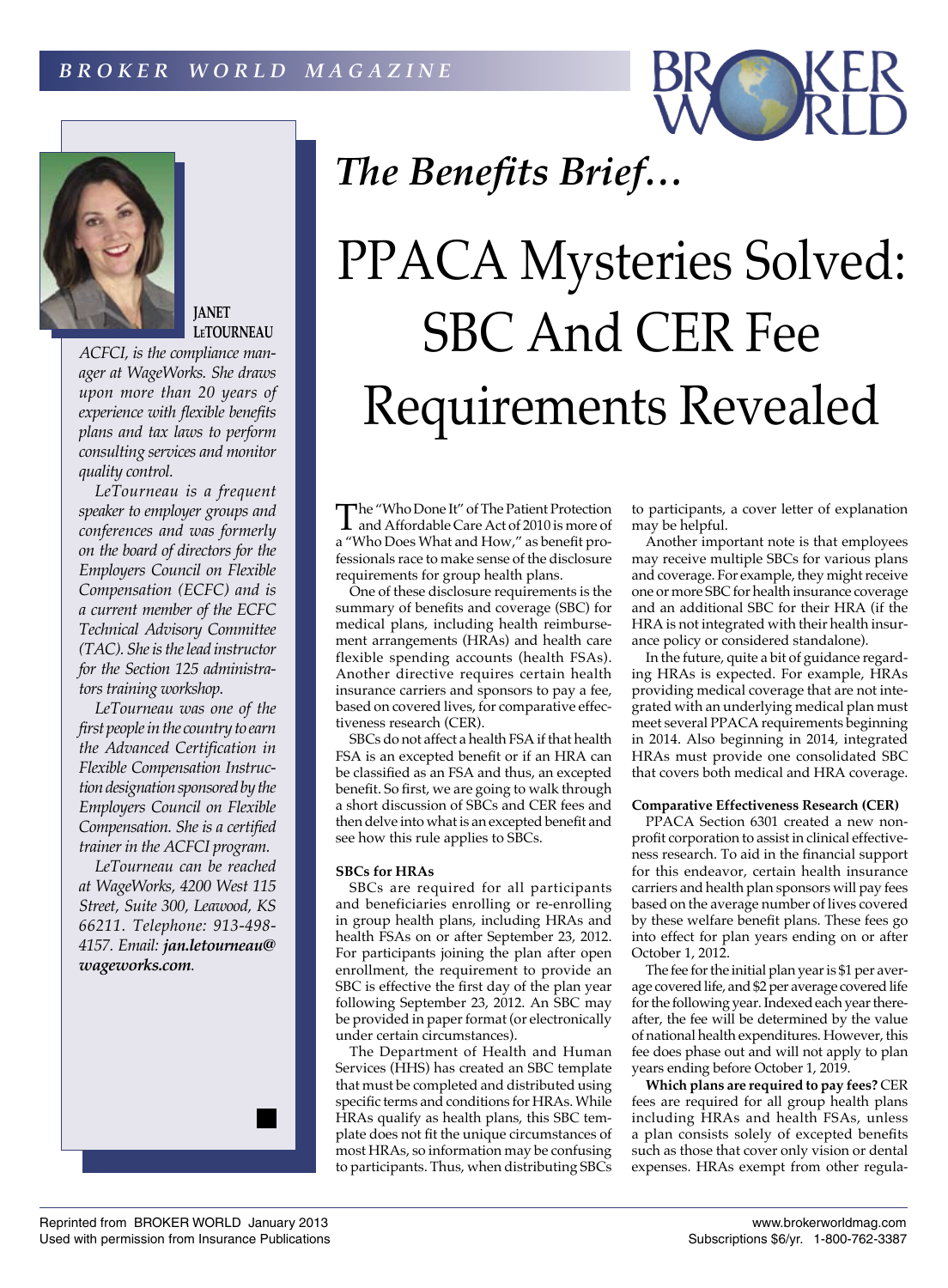*The Benefits Brief…*

# PPACA Mysteries Solved: SBC And CER Fee Requirements Revealed

**JANET LETOURNEAU**

*ACFCI, is the compliance manager at WageWorks. She draws upon more than 20 years of experience with flexible benefits plans and tax laws to perform consulting services and monitor quality control.*

*LeTourneau is a frequent speaker to employer groups and conferences and was formerly on the board of directors for the Employers Council on Flexible Compensation (ECFC) and is a current member of the ECFC Technical Advisory Committee (TAC). She is the lead instructor for the Section 125 administrators training workshop.*

*LeTourneau was one of the first people in the country to earn the Advanced Certification in Flexible Compensation Instruction designation sponsored by the Employers Council on Flexible Compensation. She is a certified trainer in the ACFCI program.*

*LeTourneau can be reached at WageWorks, 4200 West 115 Street, Suite 300, Leawood, KS 66211. Telephone: 913-498-4157. Email: **jan.letourneau@wageworks.com**.*

The "Who Done It" of The Patient Protection and Affordable Care Act of 2010 is more of a "Who Does What and How," as benefit professionals race to make sense of the disclosure requirements for group health plans.

One of these disclosure requirements is the summary of benefits and coverage (SBC) for medical plans, including health reimbursement arrangements (HRAs) and health care flexible spending accounts (health FSAs). Another directive requires certain health insurance carriers and sponsors to pay a fee, based on covered lives, for comparative effectiveness research (CER).

SBCs do not affect a health FSA if that health FSA is an excepted benefit or if an HRA can be classified as an FSA and thus, an excepted benefit. So first, we are going to walk through a short discussion of SBCs and CER fees and then delve into what is an excepted benefit and see how this rule applies to SBCs.

**SBCs for HRAs**

SBCs are required for all participants and beneficiaries enrolling or re-enrolling in group health plans, including HRAs and health FSAs on or after September 23, 2012. For participants joining the plan after open enrollment, the requirement to provide an SBC is effective the first day of the plan year following September 23, 2012. An SBC may be provided in paper format (or electronically under certain circumstances).

The Department of Health and Human Services (HHS) has created an SBC template that must be completed and distributed using specific terms and conditions for HRAs. While HRAs qualify as health plans, this SBC template does not fit the unique circumstances of most HRAs, so information may be confusing to participants. Thus, when distributing SBCs to participants, a cover letter of explanation may be helpful.

Another important note is that employees may receive multiple SBCs for various plans and coverage. For example, they might receive one or more SBC for health insurance coverage and an additional SBC for their HRA (if the HRA is not integrated with their health insurance policy or considered standalone).

In the future, quite a bit of guidance regarding HRAs is expected. For example, HRAs providing medical coverage that are not integrated with an underlying medical plan must meet several PPACA requirements beginning in 2014. Also beginning in 2014, integrated HRAs must provide one consolidated SBC that covers both medical and HRA coverage.

**Comparative Effectiveness Research (CER)**

PPACA Section 6301 created a new nonprofit corporation to assist in clinical effectiveness research. To aid in the financial support for this endeavor, certain health insurance carriers and health plan sponsors will pay fees based on the average number of lives covered by these welfare benefit plans. These fees go into effect for plan years ending on or after October 1, 2012.

The fee for the initial plan year is $1 per average covered life, and $2 per average covered life for the following year. Indexed each year thereafter, the fee will be determined by the value of national health expenditures. However, this fee does phase out and will not apply to plan years ending before October 1, 2019.

**Which plans are required to pay fees?** CER fees are required for all group health plans including HRAs and health FSAs, unless a plan consists solely of excepted benefits such as those that cover only vision or dental expenses. HRAs exempt from other regula-

Reprinted from BROKER WORLD January 2013
Used with permission from Insurance Publications

www.brokerworldmag.com
Subscriptions $6/yr. 1-800-762-3387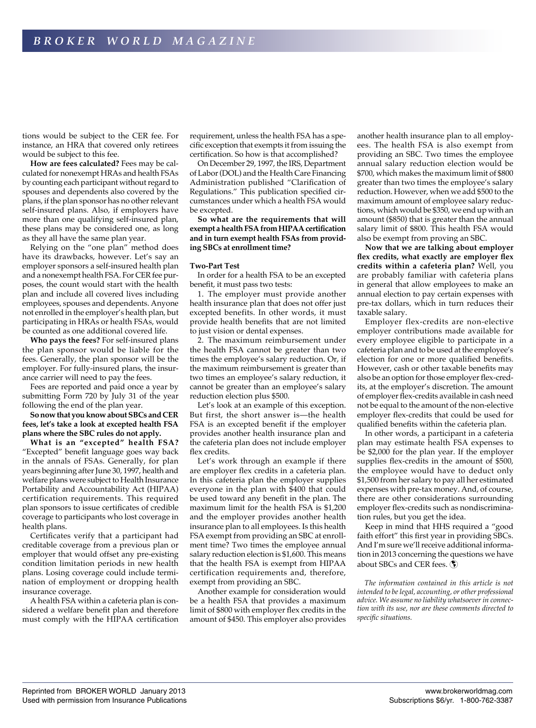tions would be subject to the CER fee. For instance, an HRA that covered only retirees would be subject to this fee.

**How are fees calculated?** Fees may be calculated for nonexempt HRAs and health FSAs by counting each participant without regard to spouses and dependents also covered by the plans, if the plan sponsor has no other relevant self-insured plans. Also, if employers have more than one qualifying self-insured plan, these plans may be considered one, as long as they all have the same plan year.

Relying on the "one plan" method does have its drawbacks, however. Let's say an employer sponsors a self-insured health plan and a nonexempt health FSA. For CER fee purposes, the count would start with the health plan and include all covered lives including employees, spouses and dependents. Anyone not enrolled in the employer's health plan, but participating in HRAs or health FSAs, would be counted as one additional covered life.

**Who pays the fees?** For self-insured plans the plan sponsor would be liable for the fees. Generally, the plan sponsor will be the employer. For fully-insured plans, the insurance carrier will need to pay the fees.

Fees are reported and paid once a year by submitting Form 720 by July 31 of the year following the end of the plan year.

**So now that you know about SBCs and CER fees, let's take a look at excepted health FSA plans where the SBC rules do not apply.**

**What is an "excepted" health FSA?** "Excepted" benefit language goes way back in the annals of FSAs. Generally, for plan years beginning after June 30, 1997, health and welfare plans were subject to Health Insurance Portability and Accountability Act (HIPAA) certification requirements. This required plan sponsors to issue certificates of credible coverage to participants who lost coverage in health plans.

Certificates verify that a participant had creditable coverage from a previous plan or employer that would offset any pre-existing condition limitation periods in new health plans. Losing coverage could include termination of employment or dropping health insurance coverage.

A health FSA within a cafeteria plan is considered a welfare benefit plan and therefore must comply with the HIPAA certification requirement, unless the health FSA has a specific exception that exempts it from issuing the certification. So how is that accomplished?

On December 29, 1997, the IRS, Department of Labor (DOL) and the Health Care Financing Administration published "Clarification of Regulations." This publication specified circumstances under which a health FSA would be excepted.

**So what are the requirements that will exempt a health FSA from HIPAA certification and in turn exempt health FSAs from providing SBCs at enrollment time?**

### Two-Part Test

In order for a health FSA to be an excepted benefit, it must pass two tests:

1. The employer must provide another health insurance plan that does not offer just excepted benefits. In other words, it must provide health benefits that are not limited to just vision or dental expenses.

2. The maximum reimbursement under the health FSA cannot be greater than two times the employee's salary reduction. Or, if the maximum reimbursement is greater than two times an employee's salary reduction, it cannot be greater than an employee's salary reduction election plus $500.

Let's look at an example of this exception. But first, the short answer is—the health FSA is an excepted benefit if the employer provides another health insurance plan and the cafeteria plan does not include employer flex credits.

Let's work through an example if there are employer flex credits in a cafeteria plan. In this cafeteria plan the employer supplies everyone in the plan with $400 that could be used toward any benefit in the plan. The maximum limit for the health FSA is $1,200 and the employer provides another health insurance plan to all employees. Is this health FSA exempt from providing an SBC at enrollment time? Two times the employee annual salary reduction election is $1,600. This means that the health FSA is exempt from HIPAA certification requirements and, therefore, exempt from providing an SBC.

Another example for consideration would be a health FSA that provides a maximum limit of $800 with employer flex credits in the amount of $450. This employer also provides another health insurance plan to all employees. The health FSA is also exempt from providing an SBC. Two times the employee annual salary reduction election would be $700, which makes the maximum limit of $800 greater than two times the employee's salary reduction. However, when we add $500 to the maximum amount of employee salary reductions, which would be $350, we end up with an amount ($850) that is greater than the annual salary limit of $800. This health FSA would also be exempt from proving an SBC.

**Now that we are talking about employer flex credits, what exactly are employer flex credits within a cafeteria plan?** Well, you are probably familiar with cafeteria plans in general that allow employees to make an annual election to pay certain expenses with pre-tax dollars, which in turn reduces their taxable salary.

Employer flex-credits are non-elective employer contributions made available for every employee eligible to participate in a cafeteria plan and to be used at the employee's election for one or more qualified benefits. However, cash or other taxable benefits may also be an option for those employer flex-credits, at the employer's discretion. The amount of employer flex-credits available in cash need not be equal to the amount of the non-elective employer flex-credits that could be used for qualified benefits within the cafeteria plan.

In other words, a participant in a cafeteria plan may estimate health FSA expenses to be $2,000 for the plan year. If the employer supplies flex-credits in the amount of $500, the employee would have to deduct only $1,500 from her salary to pay all her estimated expenses with pre-tax money. And, of course, there are other considerations surrounding employer flex-credits such as nondiscrimination rules, but you get the idea.

Keep in mind that HHS required a "good faith effort" this first year in providing SBCs. And I'm sure we'll receive additional information in 2013 concerning the questions we have about SBCs and CER fees.

*The information contained in this article is not intended to be legal, accounting, or other professional advice. We assume no liability whatsoever in connection with its use, nor are these comments directed to specific situations.*

Reprinted from BROKER WORLD January 2013
Used with permission from Insurance Publications

www.brokerworldmag.com
Subscriptions $6/yr. 1-800-762-3387